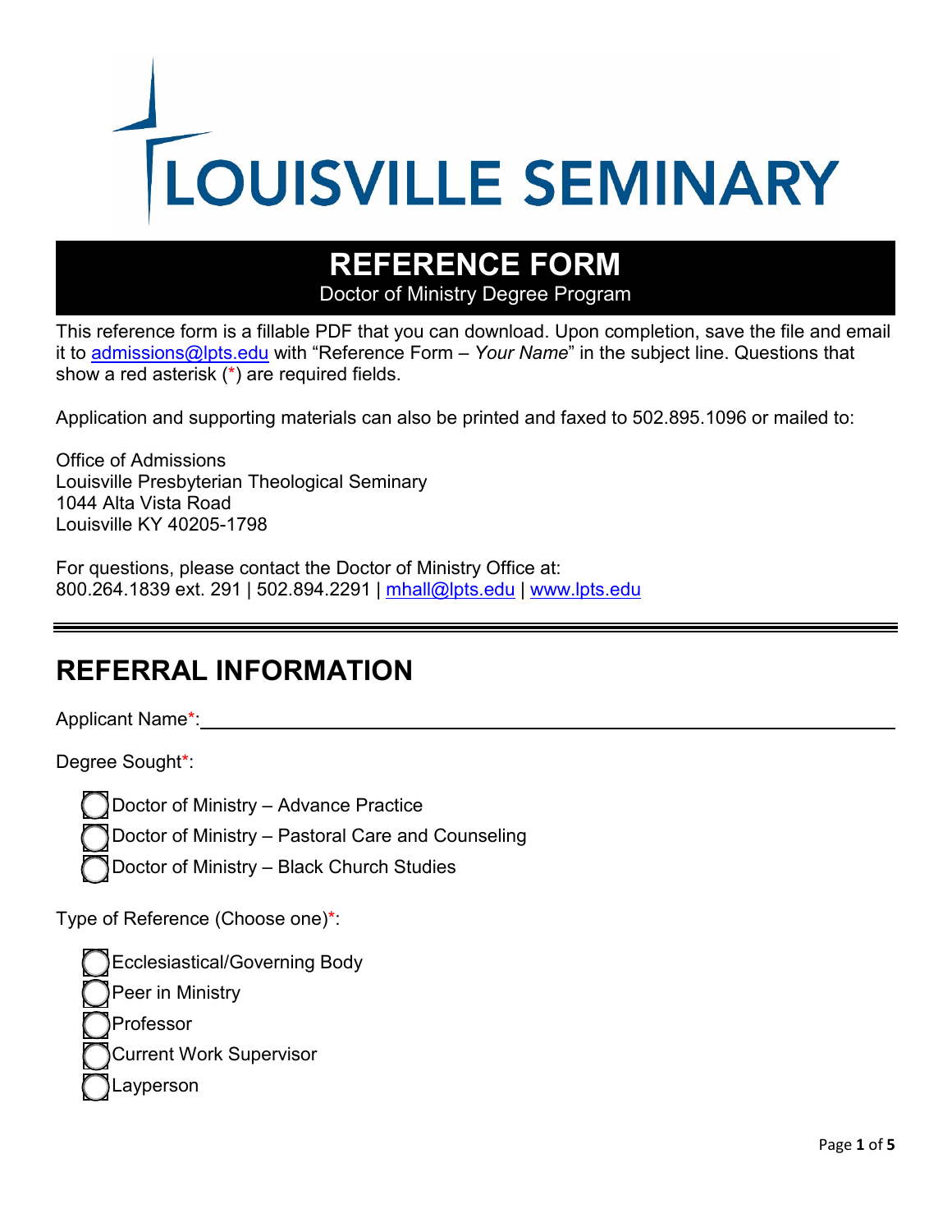# LOUISVILLE SEMINARY

## REFERENCE FORM

Doctor of Ministry Degree Program

This reference form is a fillable PDF that you can download. Upon completion, save the file and email it to admissions@lpts.edu with "Reference Form – *Your Name*" in the subject line. Questions that show a red asterisk (*) are required fields.

Application and supporting materials can also be printed and faxed to 502.895.1096 or mailed to:

Office of Admissions
Louisville Presbyterian Theological Seminary
1044 Alta Vista Road
Louisville KY 40205-1798

For questions, please contact the Doctor of Ministry Office at:
800.264.1839 ext. 291 | 502.894.2291 | mhall@lpts.edu | www.lpts.edu

---

## REFERRAL INFORMATION

Applicant Name*: ______________________________________________

Degree Sought*:

- ◯ Doctor of Ministry – Advance Practice
- ◯ Doctor of Ministry – Pastoral Care and Counseling
- ◯ Doctor of Ministry – Black Church Studies

Type of Reference (Choose one)*:

- ◯ Ecclesiastical/Governing Body
- ◯ Peer in Ministry
- ◯ Professor
- ◯ Current Work Supervisor
- ◯ Layperson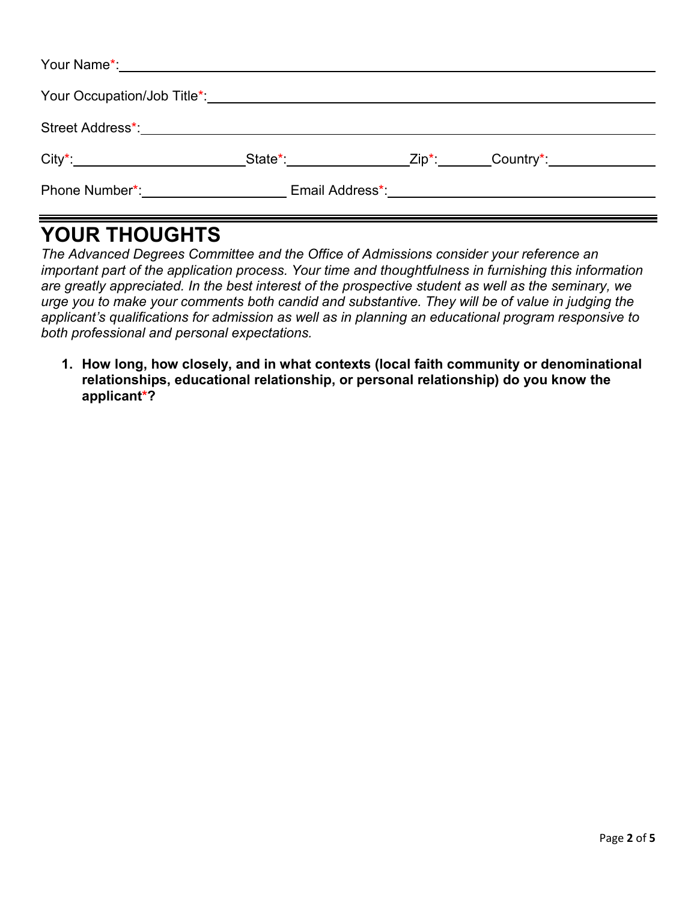Your Name*: ______________________________________________

Your Occupation/Job Title*: ______________________________________________

Street Address*: ______________________________________________

City*: ____________________ State*: ______________ Zip*: ________ Country*: ______________

Phone Number*: ____________________ Email Address*: ______________________________

---

# YOUR THOUGHTS

*The Advanced Degrees Committee and the Office of Admissions consider your reference an important part of the application process. Your time and thoughtfulness in furnishing this information are greatly appreciated. In the best interest of the prospective student as well as the seminary, we urge you to make your comments both candid and substantive. They will be of value in judging the applicant's qualifications for admission as well as in planning an educational program responsive to both professional and personal expectations.*

1. **How long, how closely, and in what contexts (local faith community or denominational relationships, educational relationship, or personal relationship) do you know the applicant*?**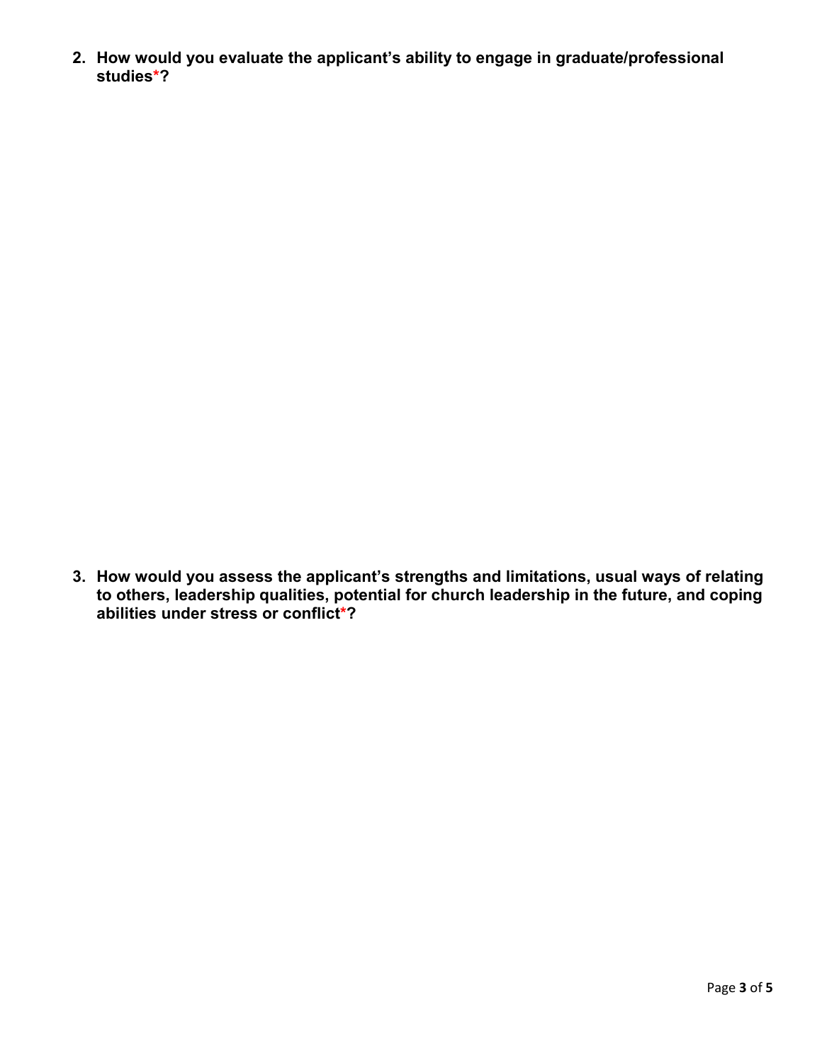**2. How would you evaluate the applicant's ability to engage in graduate/professional studies*?**

**3. How would you assess the applicant's strengths and limitations, usual ways of relating to others, leadership qualities, potential for church leadership in the future, and coping abilities under stress or conflict*?**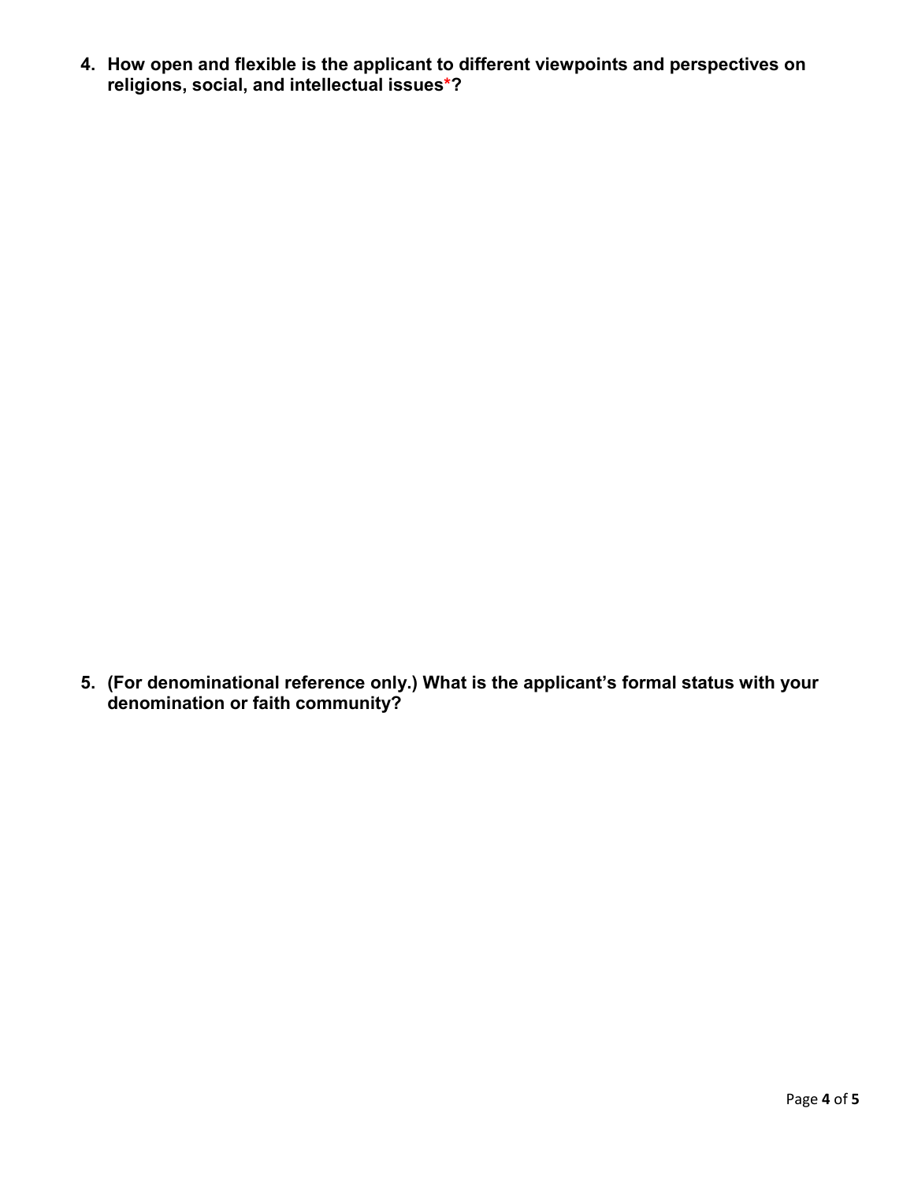**4. How open and flexible is the applicant to different viewpoints and perspectives on religions, social, and intellectual issues*?**

**5. (For denominational reference only.) What is the applicant's formal status with your denomination or faith community?**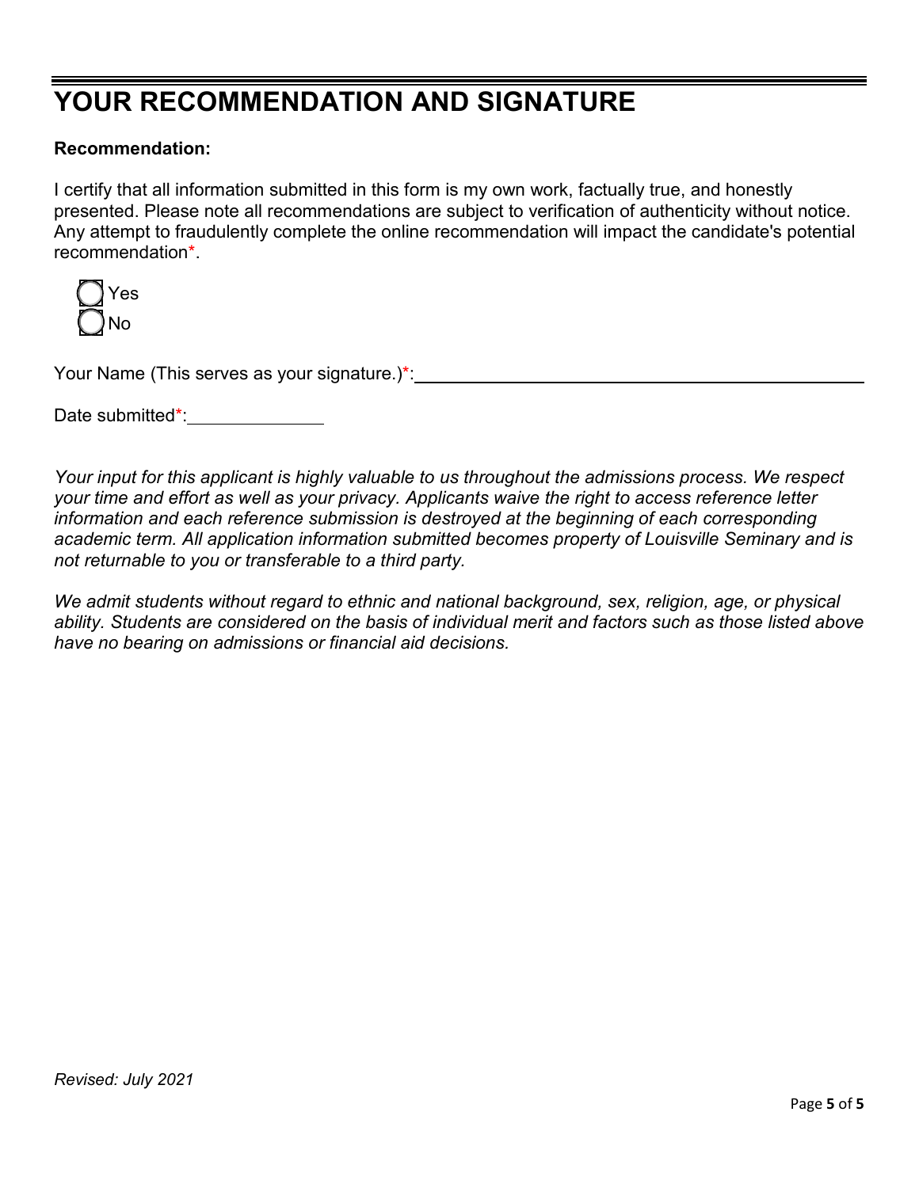# YOUR RECOMMENDATION AND SIGNATURE

**Recommendation:**

I certify that all information submitted in this form is my own work, factually true, and honestly presented. Please note all recommendations are subject to verification of authenticity without notice. Any attempt to fraudulently complete the online recommendation will impact the candidate's potential recommendation*.

- ◯ Yes
- ◯ No

Your Name (This serves as your signature.)*: ______________________________

Date submitted*: ______________

*Your input for this applicant is highly valuable to us throughout the admissions process. We respect your time and effort as well as your privacy. Applicants waive the right to access reference letter information and each reference submission is destroyed at the beginning of each corresponding academic term. All application information submitted becomes property of Louisville Seminary and is not returnable to you or transferable to a third party.*

*We admit students without regard to ethnic and national background, sex, religion, age, or physical ability. Students are considered on the basis of individual merit and factors such as those listed above have no bearing on admissions or financial aid decisions.*

*Revised: July 2021*